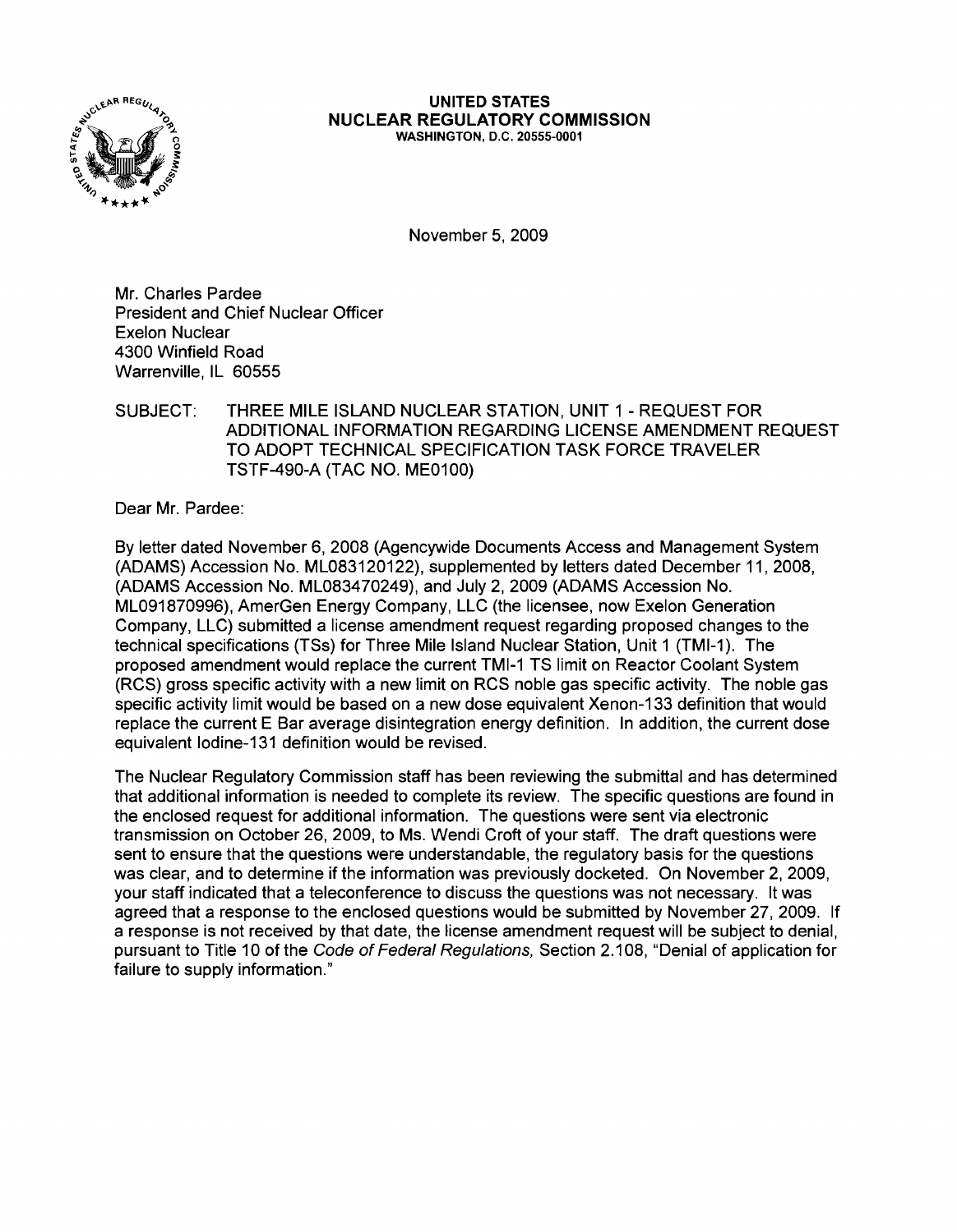**UNITED STATES**
**NUCLEAR REGULATORY COMMISSION**
**WASHINGTON, D.C. 20555-0001**

November 5, 2009

Mr. Charles Pardee
President and Chief Nuclear Officer
Exelon Nuclear
4300 Winfield Road
Warrenville, IL 60555

SUBJECT: THREE MILE ISLAND NUCLEAR STATION, UNIT 1 - REQUEST FOR ADDITIONAL INFORMATION REGARDING LICENSE AMENDMENT REQUEST TO ADOPT TECHNICAL SPECIFICATION TASK FORCE TRAVELER TSTF-490-A (TAC NO. ME0100)

Dear Mr. Pardee:

By letter dated November 6, 2008 (Agencywide Documents Access and Management System (ADAMS) Accession No. ML083120122), supplemented by letters dated December 11, 2008, (ADAMS Accession No. ML083470249), and July 2, 2009 (ADAMS Accession No. ML091870996), AmerGen Energy Company, LLC (the licensee, now Exelon Generation Company, LLC) submitted a license amendment request regarding proposed changes to the technical specifications (TSs) for Three Mile Island Nuclear Station, Unit 1 (TMI-1). The proposed amendment would replace the current TMI-1 TS limit on Reactor Coolant System (RCS) gross specific activity with a new limit on RCS noble gas specific activity. The noble gas specific activity limit would be based on a new dose equivalent Xenon-133 definition that would replace the current E Bar average disintegration energy definition. In addition, the current dose equivalent Iodine-131 definition would be revised.

The Nuclear Regulatory Commission staff has been reviewing the submittal and has determined that additional information is needed to complete its review. The specific questions are found in the enclosed request for additional information. The questions were sent via electronic transmission on October 26, 2009, to Ms. Wendi Croft of your staff. The draft questions were sent to ensure that the questions were understandable, the regulatory basis for the questions was clear, and to determine if the information was previously docketed. On November 2, 2009, your staff indicated that a teleconference to discuss the questions was not necessary. It was agreed that a response to the enclosed questions would be submitted by November 27, 2009. If a response is not received by that date, the license amendment request will be subject to denial, pursuant to Title 10 of the *Code of Federal Regulations,* Section 2.108, "Denial of application for failure to supply information."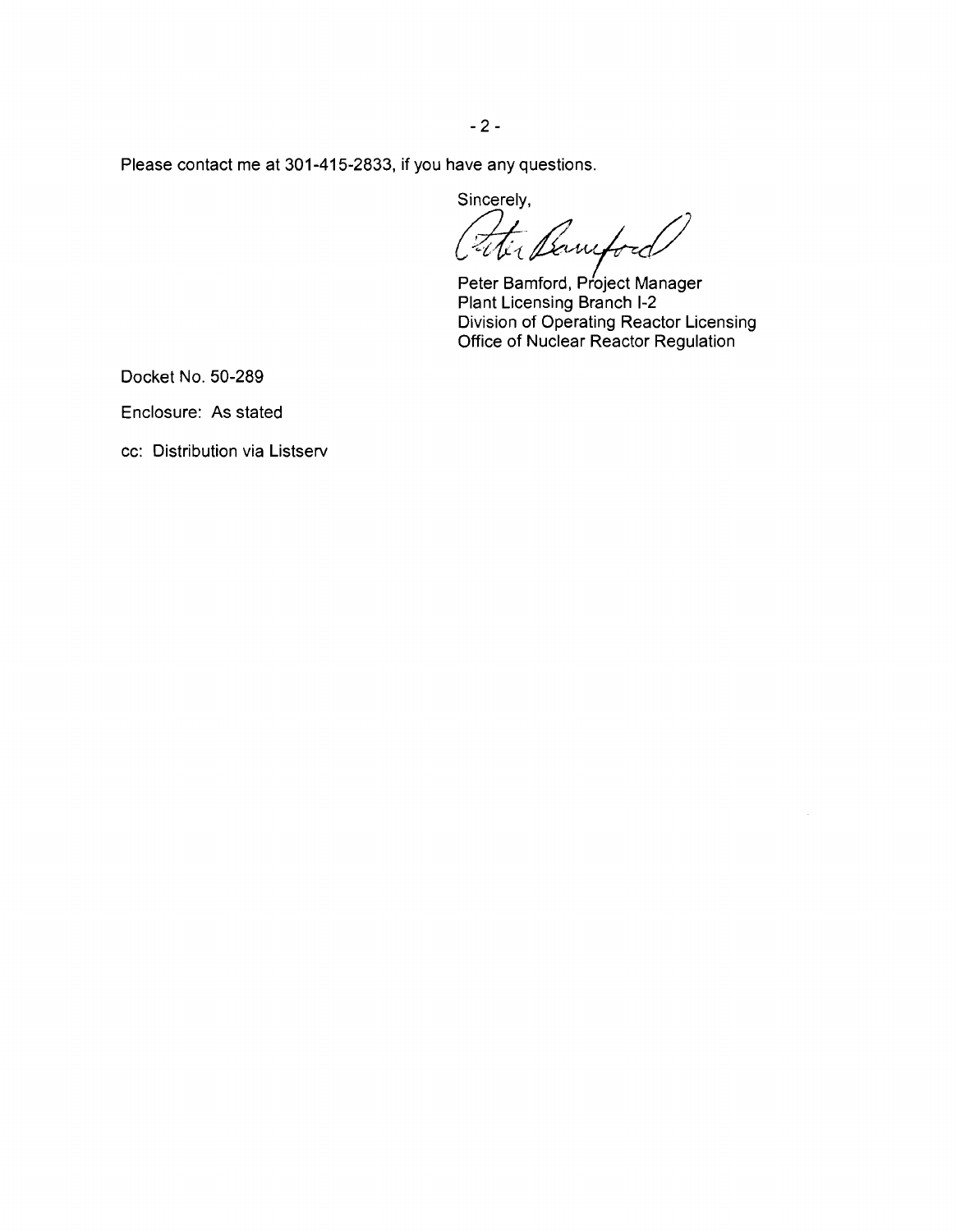Please contact me at 301-415-2833, if you have any questions.

Sincerely,

Peter Bamford, Project Manager
Plant Licensing Branch I-2
Division of Operating Reactor Licensing
Office of Nuclear Reactor Regulation

Docket No. 50-289

Enclosure: As stated

cc: Distribution via Listserv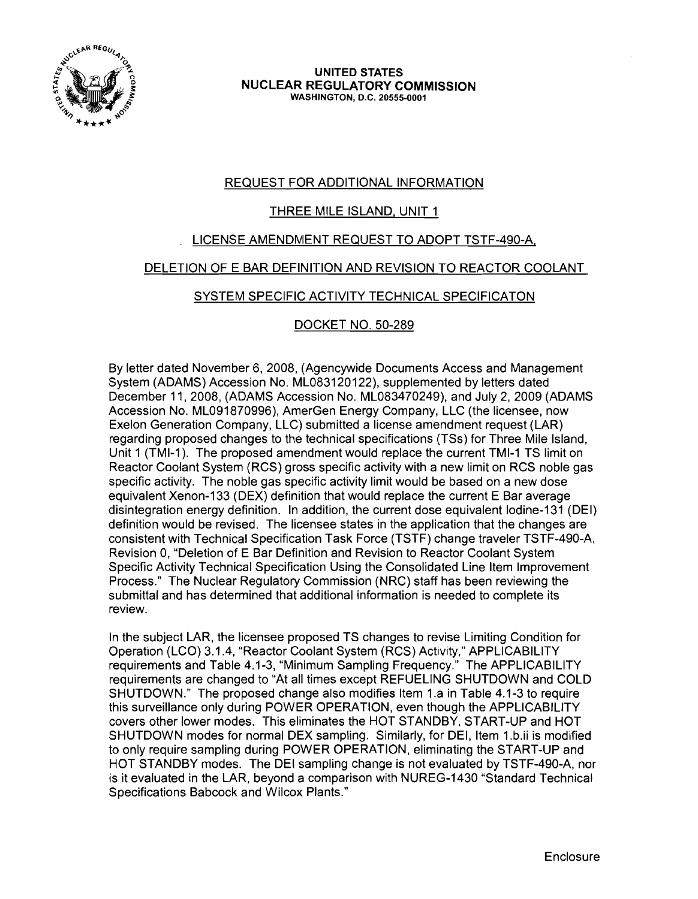UNITED STATES
NUCLEAR REGULATORY COMMISSION
WASHINGTON, D.C. 20555-0001

REQUEST FOR ADDITIONAL INFORMATION

THREE MILE ISLAND, UNIT 1

LICENSE AMENDMENT REQUEST TO ADOPT TSTF-490-A,

DELETION OF E BAR DEFINITION AND REVISION TO REACTOR COOLANT

SYSTEM SPECIFIC ACTIVITY TECHNICAL SPECIFICATON

DOCKET NO. 50-289

By letter dated November 6, 2008, (Agencywide Documents Access and Management System (ADAMS) Accession No. ML083120122), supplemented by letters dated December 11, 2008, (ADAMS Accession No. ML083470249), and July 2, 2009 (ADAMS Accession No. ML091870996), AmerGen Energy Company, LLC (the licensee, now Exelon Generation Company, LLC) submitted a license amendment request (LAR) regarding proposed changes to the technical specifications (TSs) for Three Mile Island, Unit 1 (TMI-1). The proposed amendment would replace the current TMI-1 TS limit on Reactor Coolant System (RCS) gross specific activity with a new limit on RCS noble gas specific activity. The noble gas specific activity limit would be based on a new dose equivalent Xenon-133 (DEX) definition that would replace the current E Bar average disintegration energy definition. In addition, the current dose equivalent Iodine-131 (DEI) definition would be revised. The licensee states in the application that the changes are consistent with Technical Specification Task Force (TSTF) change traveler TSTF-490-A, Revision 0, "Deletion of E Bar Definition and Revision to Reactor Coolant System Specific Activity Technical Specification Using the Consolidated Line Item Improvement Process." The Nuclear Regulatory Commission (NRC) staff has been reviewing the submittal and has determined that additional information is needed to complete its review.

In the subject LAR, the licensee proposed TS changes to revise Limiting Condition for Operation (LCO) 3.1.4, "Reactor Coolant System (RCS) Activity," APPLICABILITY requirements and Table 4.1-3, "Minimum Sampling Frequency." The APPLICABILITY requirements are changed to "At all times except REFUELING SHUTDOWN and COLD SHUTDOWN." The proposed change also modifies Item 1.a in Table 4.1-3 to require this surveillance only during POWER OPERATION, even though the APPLICABILITY covers other lower modes. This eliminates the HOT STANDBY, START-UP and HOT SHUTDOWN modes for normal DEX sampling. Similarly, for DEI, Item 1.b.ii is modified to only require sampling during POWER OPERATION, eliminating the START-UP and HOT STANDBY modes. The DEI sampling change is not evaluated by TSTF-490-A, nor is it evaluated in the LAR, beyond a comparison with NUREG-1430 "Standard Technical Specifications Babcock and Wilcox Plants."

Enclosure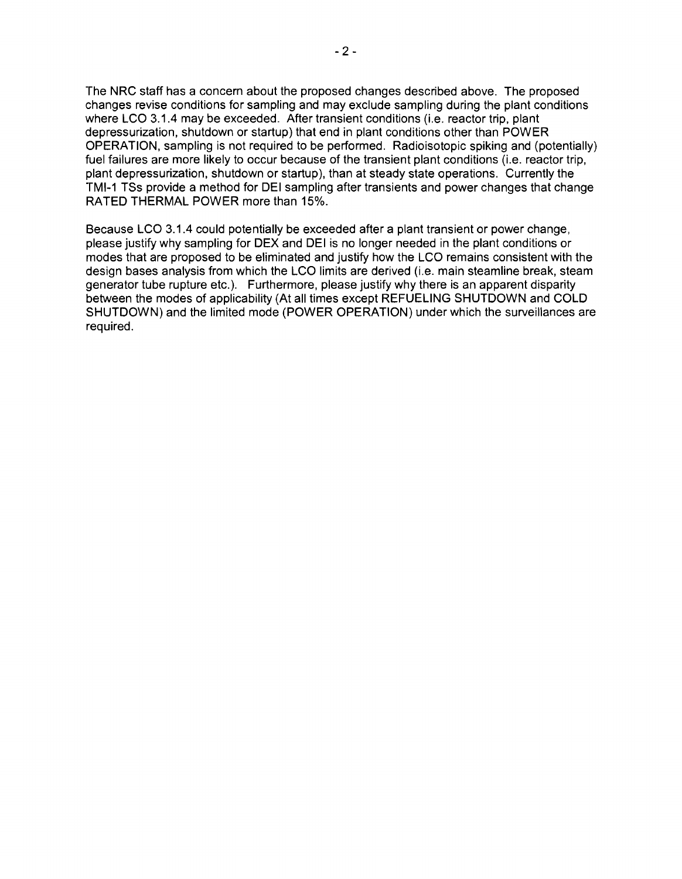The NRC staff has a concern about the proposed changes described above. The proposed changes revise conditions for sampling and may exclude sampling during the plant conditions where LCO 3.1.4 may be exceeded. After transient conditions (i.e. reactor trip, plant depressurization, shutdown or startup) that end in plant conditions other than POWER OPERATION, sampling is not required to be performed. Radioisotopic spiking and (potentially) fuel failures are more likely to occur because of the transient plant conditions (i.e. reactor trip, plant depressurization, shutdown or startup), than at steady state operations. Currently the TMI-1 TSs provide a method for DEI sampling after transients and power changes that change RATED THERMAL POWER more than 15%.

Because LCO 3.1.4 could potentially be exceeded after a plant transient or power change, please justify why sampling for DEX and DEI is no longer needed in the plant conditions or modes that are proposed to be eliminated and justify how the LCO remains consistent with the design bases analysis from which the LCO limits are derived (i.e. main steamline break, steam generator tube rupture etc.). Furthermore, please justify why there is an apparent disparity between the modes of applicability (At all times except REFUELING SHUTDOWN and COLD SHUTDOWN) and the limited mode (POWER OPERATION) under which the surveillances are required.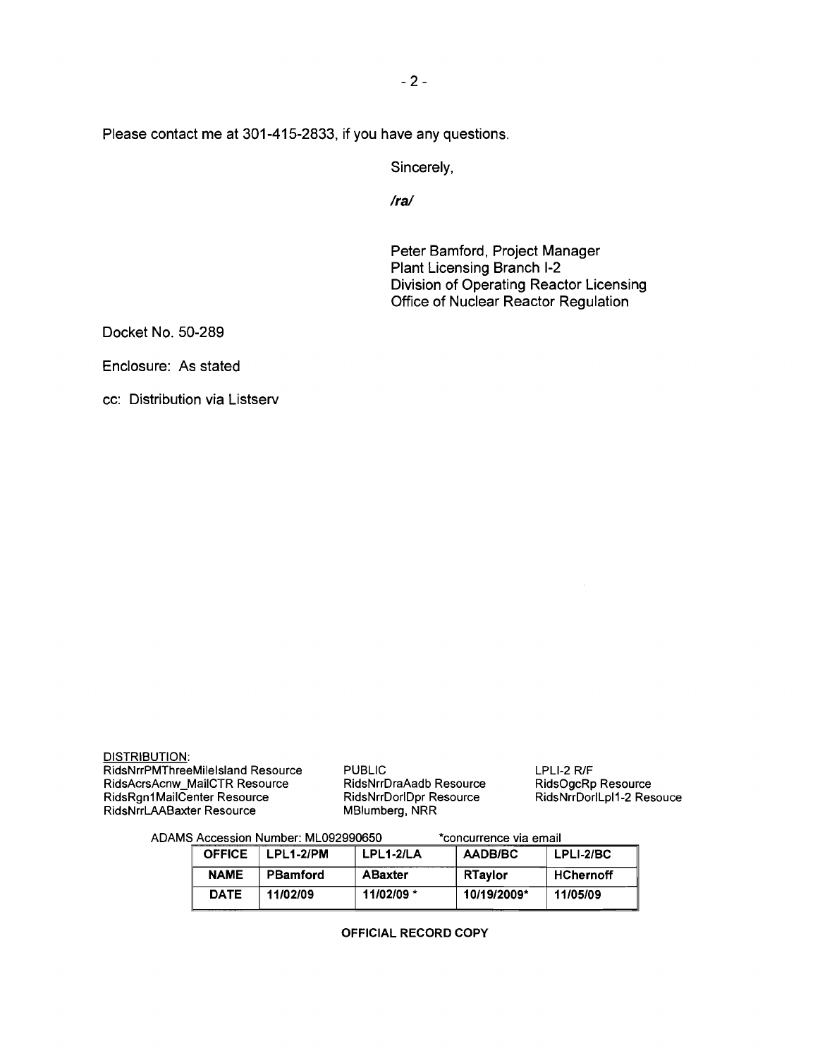Please contact me at 301-415-2833, if you have any questions.

Sincerely,

***/ra/***

Peter Bamford, Project Manager
Plant Licensing Branch I-2
Division of Operating Reactor Licensing
Office of Nuclear Reactor Regulation

Docket No. 50-289

Enclosure: As stated

cc: Distribution via Listserv

DISTRIBUTION:
RidsNrrPMThreeMileIsland Resource
RidsAcrsAcnw_MailCTR Resource
RidsRgn1MailCenter Resource
RidsNrrLAABaxter Resource
PUBLIC
RidsNrrDraAadb Resource
RidsNrrDorlDpr Resource
MBlumberg, NRR
LPLI-2 R/F
RidsOgcRp Resource
RidsNrrDorlLpl1-2 Resouce

ADAMS Accession Number: ML092990650 *concurrence via email

| OFFICE | LPL1-2/PM | LPL1-2/LA | AADB/BC | LPLI-2/BC |
|---|---|---|---|---|
| NAME | PBamford | ABaxter | RTaylor | HChernoff |
| DATE | 11/02/09 | 11/02/09 * | 10/19/2009* | 11/05/09 |

**OFFICIAL RECORD COPY**